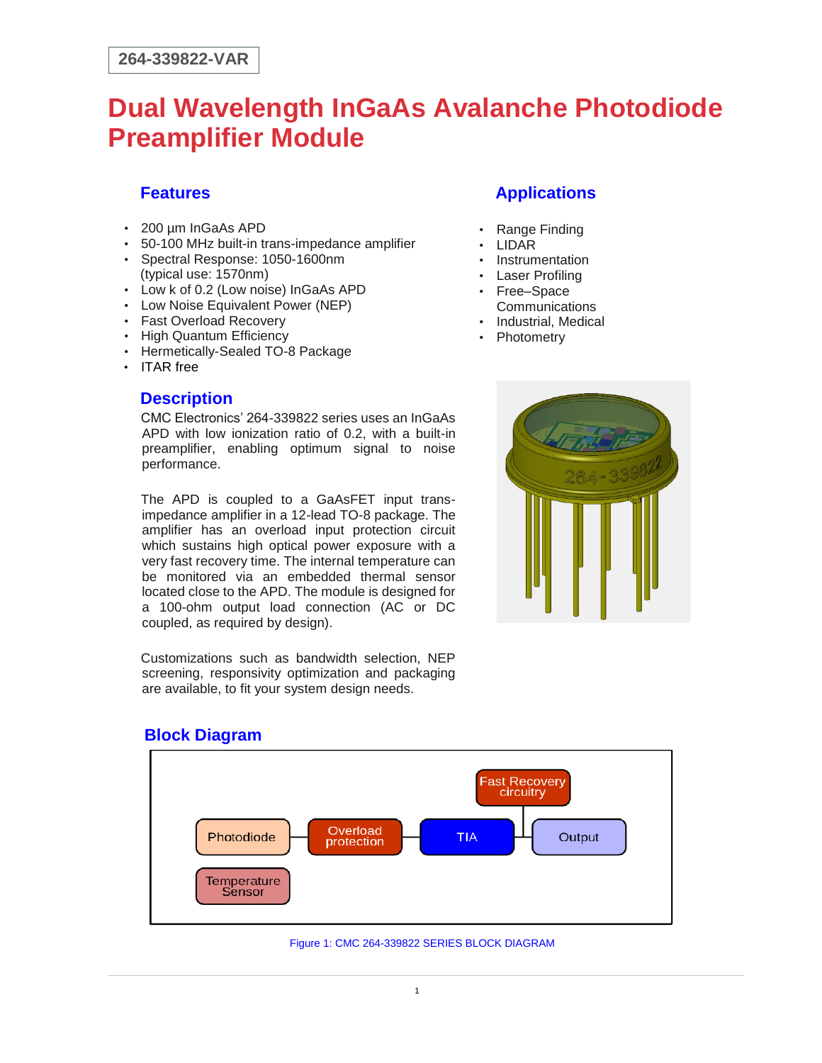264-339822-VAR

# Dual Wavelength InGaAs Avalanche Photodiode Preamplifier Module

## Features

- 200 µm InGaAs APD
- 50-100 MHz built-in trans-impedance amplifier
- Spectral Response: 1050-1600nm (typical use: 1570nm)
- Low k of 0.2 (Low noise) InGaAs APD
- Low Noise Equivalent Power (NEP)
- Fast Overload Recovery
- High Quantum Efficiency
- Hermetically-Sealed TO-8 Package
- ITAR free

## Applications

- Range Finding
- LIDAR
- Instrumentation
- Laser Profiling
- Free–Space Communications
- Industrial, Medical
- Photometry

## Description

CMC Electronics' 264-339822 series uses an InGaAs APD with low ionization ratio of 0.2, with a built-in preamplifier, enabling optimum signal to noise performance.

The APD is coupled to a GaAsFET input trans-impedance amplifier in a 12-lead TO-8 package. The amplifier has an overload input protection circuit which sustains high optical power exposure with a very fast recovery time. The internal temperature can be monitored via an embedded thermal sensor located close to the APD. The module is designed for a 100-ohm output load connection (AC or DC coupled, as required by design).

Customizations such as bandwidth selection, NEP screening, responsivity optimization and packaging are available, to fit your system design needs.

## Block Diagram

Photodiode → Overload protection → TIA → Output

Fast Recovery circuitry

Temperature Sensor

Figure 1: CMC 264-339822 SERIES BLOCK DIAGRAM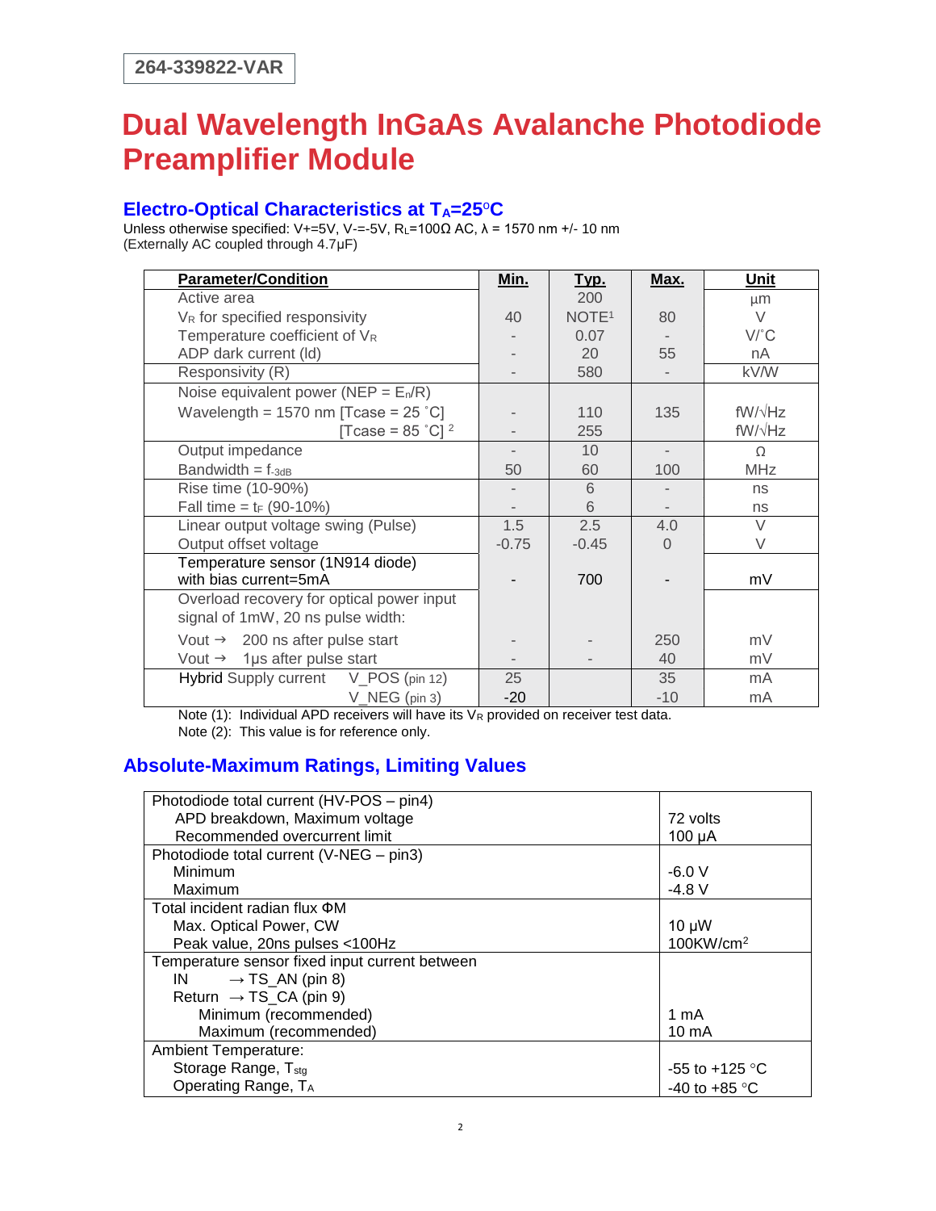264-339822-VAR

# Dual Wavelength InGaAs Avalanche Photodiode Preamplifier Module

## Electro-Optical Characteristics at $T_A$=25°C

Unless otherwise specified: V+=5V, V-=-5V, $R_L$=100Ω AC, λ = 1570 nm +/- 10 nm
(Externally AC coupled through 4.7μF)

| Parameter/Condition | Min. | Typ. | Max. | Unit |
|---|---|---|---|---|
| Active area | | 200 | | μm |
| $V_R$ for specified responsivity | 40 | NOTE[1] | 80 | V |
| Temperature coefficient of $V_R$ | - | 0.07 | - | V/°C |
| ADP dark current (Id) | - | 20 | 55 | nA |
| Responsivity (R) | - | 580 | - | kV/W |
| Noise equivalent power (NEP = $E_n$/R) | | | | |
| Wavelength = 1570 nm [Tcase = 25 °C] | - | 110 | 135 | fW/√Hz |
| [Tcase = 85 °C] [2] | - | 255 | | fW/√Hz |
| Output impedance | - | 10 | - | Ω |
| Bandwidth = $f_{-3dB}$ | 50 | 60 | 100 | MHz |
| Rise time (10-90%) | - | 6 | - | ns |
| Fall time = $t_F$ (90-10%) | - | 6 | - | ns |
| Linear output voltage swing (Pulse) | 1.5 | 2.5 | 4.0 | V |
| Output offset voltage | -0.75 | -0.45 | 0 | V |
| Temperature sensor (1N914 diode) with bias current=5mA | - | 700 | - | mV |
| Overload recovery for optical power input signal of 1mW, 20 ns pulse width: | | | | |
| Vout → 200 ns after pulse start | - | - | 250 | mV |
| Vout → 1μs after pulse start | - | - | 40 | mV |
| Hybrid Supply current V_POS (pin 12) | 25 | | 35 | mA |
| V_NEG (pin 3) | -20 | | -10 | mA |

Note (1): Individual APD receivers will have its $V_R$ provided on receiver test data.
Note (2): This value is for reference only.

## Absolute-Maximum Ratings, Limiting Values

| Parameter | Value |
|---|---|
| Photodiode total current (HV-POS – pin4) | |
| APD breakdown, Maximum voltage | 72 volts |
| Recommended overcurrent limit | 100 μA |
| Photodiode total current (V-NEG – pin3) | |
| Minimum | -6.0 V |
| Maximum | -4.8 V |
| Total incident radian flux ΦM | |
| Max. Optical Power, CW | 10 μW |
| Peak value, 20ns pulses <100Hz | 100KW/cm$^2$ |
| Temperature sensor fixed input current between | |
| IN → TS_AN (pin 8) | |
| Return → TS_CA (pin 9) | |
| Minimum (recommended) | 1 mA |
| Maximum (recommended) | 10 mA |
| Ambient Temperature: | |
| Storage Range, $T_{stg}$ | -55 to +125 °C |
| Operating Range, $T_A$ | -40 to +85 °C |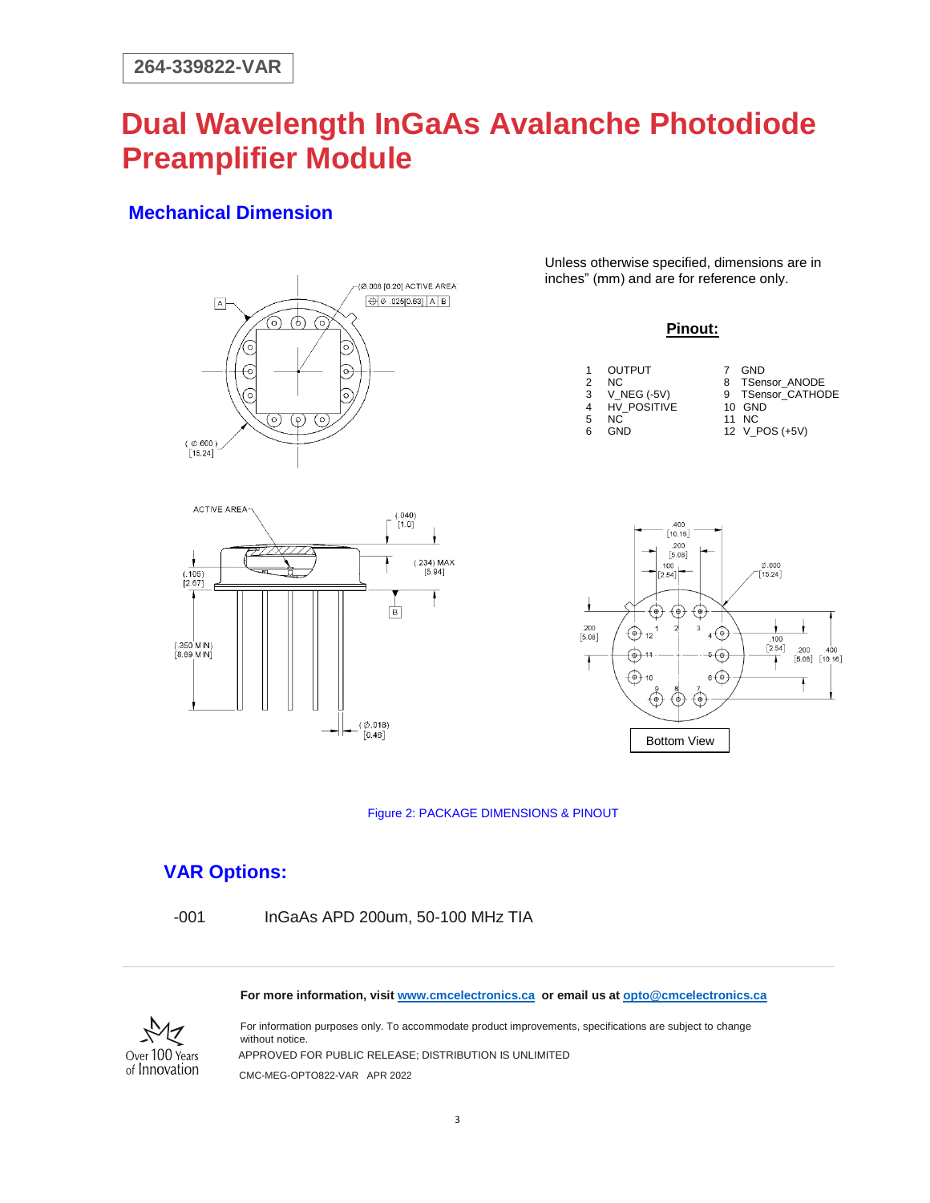264-339822-VAR

# Dual Wavelength InGaAs Avalanche Photodiode Preamplifier Module

## Mechanical Dimension

Unless otherwise specified, dimensions are in inches" (mm) and are for reference only.

**Pinout:**

| | | | |
|---|---|---|---|
| 1 | OUTPUT | 7 | GND |
| 2 | NC | 8 | TSensor_ANODE |
| 3 | V_NEG (-5V) | 9 | TSensor_CATHODE |
| 4 | HV_POSITIVE | 10 | GND |
| 5 | NC | 11 | NC |
| 6 | GND | 12 | V_POS (+5V) |

(Ø.008 [0.20] ACTIVE AREA

Ø .025[0.63] A B

A

( Ø.600 )
[15.24]

ACTIVE AREA

(.040)
[1.0]

(.105)
[2.67]

(.234) MAX
[5.94]

B

(.350 MIN)
[8.89 MIN]

( Ø.018)
[0.46]

.400
[10.16]

.200
[5.08]

.100
[2.54]

Ø.600
[15.24]

.200
[5.08]

.100
[2.54]

.200
[5.08]

.400
[10.16]

1 2 3 4 5 6 7 8 9 10 11 12

Bottom View

Figure 2: PACKAGE DIMENSIONS & PINOUT

## VAR Options:

-001 InGaAs APD 200um, 50-100 MHz TIA

**For more information, visit www.cmcelectronics.ca or email us at opto@cmcelectronics.ca**

Over 100 Years of Innovation

For information purposes only. To accommodate product improvements, specifications are subject to change without notice.

APPROVED FOR PUBLIC RELEASE; DISTRIBUTION IS UNLIMITED

CMC-MEG-OPTO822-VAR APR 2022